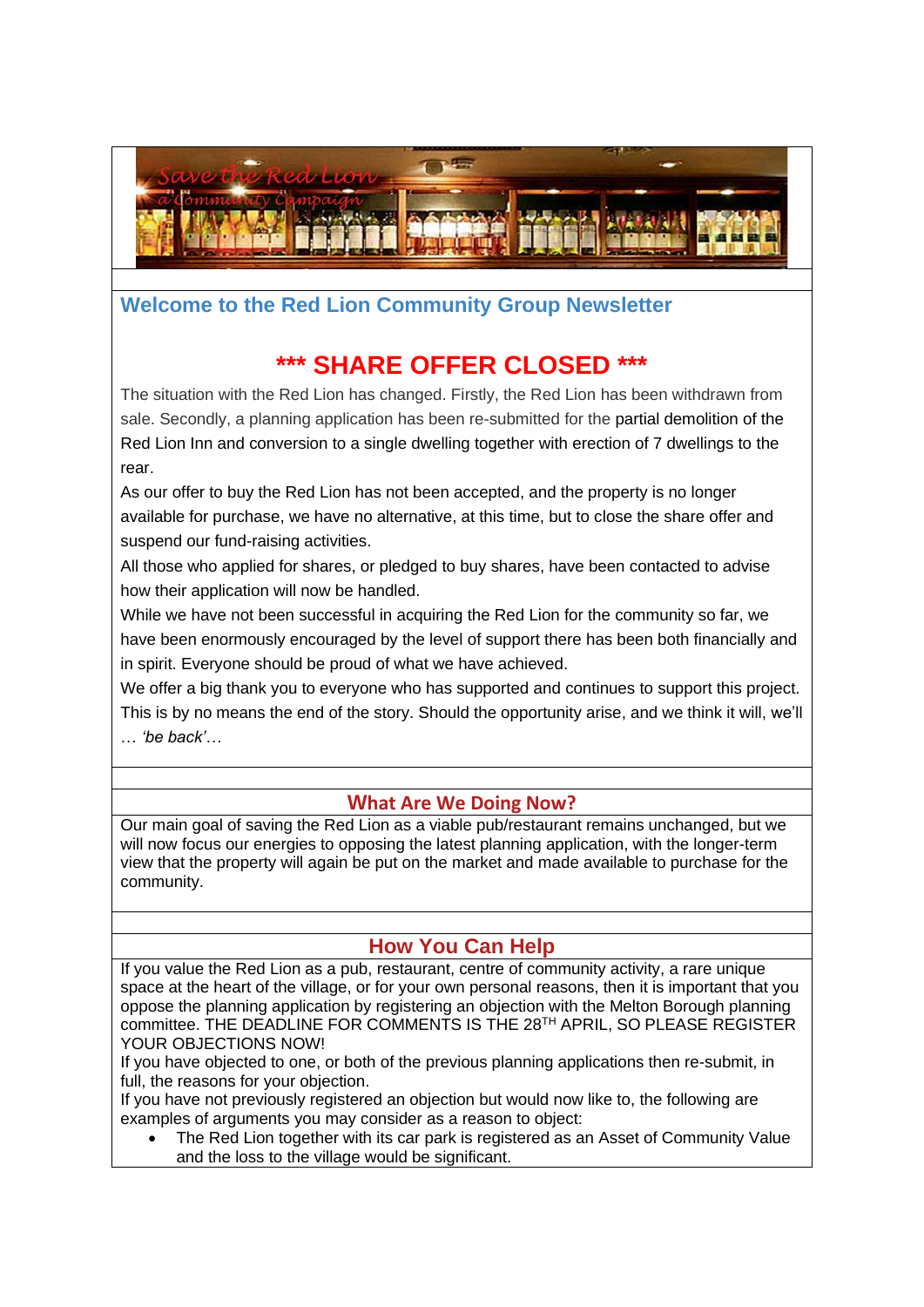Save the Red Lion
a Community Campaign

## Welcome to the Red Lion Community Group Newsletter

## *** SHARE OFFER CLOSED ***

The situation with the Red Lion has changed. Firstly, the Red Lion has been withdrawn from sale. Secondly, a planning application has been re-submitted for the partial demolition of the Red Lion Inn and conversion to a single dwelling together with erection of 7 dwellings to the rear.

As our offer to buy the Red Lion has not been accepted, and the property is no longer available for purchase, we have no alternative, at this time, but to close the share offer and suspend our fund-raising activities.

All those who applied for shares, or pledged to buy shares, have been contacted to advise how their application will now be handled.

While we have not been successful in acquiring the Red Lion for the community so far, we have been enormously encouraged by the level of support there has been both financially and in spirit. Everyone should be proud of what we have achieved.

We offer a big thank you to everyone who has supported and continues to support this project. This is by no means the end of the story. Should the opportunity arise, and we think it will, we'll … *'be back'*…

### What Are We Doing Now?

Our main goal of saving the Red Lion as a viable pub/restaurant remains unchanged, but we will now focus our energies to opposing the latest planning application, with the longer-term view that the property will again be put on the market and made available to purchase for the community.

### How You Can Help

If you value the Red Lion as a pub, restaurant, centre of community activity, a rare unique space at the heart of the village, or for your own personal reasons, then it is important that you oppose the planning application by registering an objection with the Melton Borough planning committee. THE DEADLINE FOR COMMENTS IS THE 28TH APRIL, SO PLEASE REGISTER YOUR OBJECTIONS NOW!

If you have objected to one, or both of the previous planning applications then re-submit, in full, the reasons for your objection.

If you have not previously registered an objection but would now like to, the following are examples of arguments you may consider as a reason to object:

- The Red Lion together with its car park is registered as an Asset of Community Value and the loss to the village would be significant.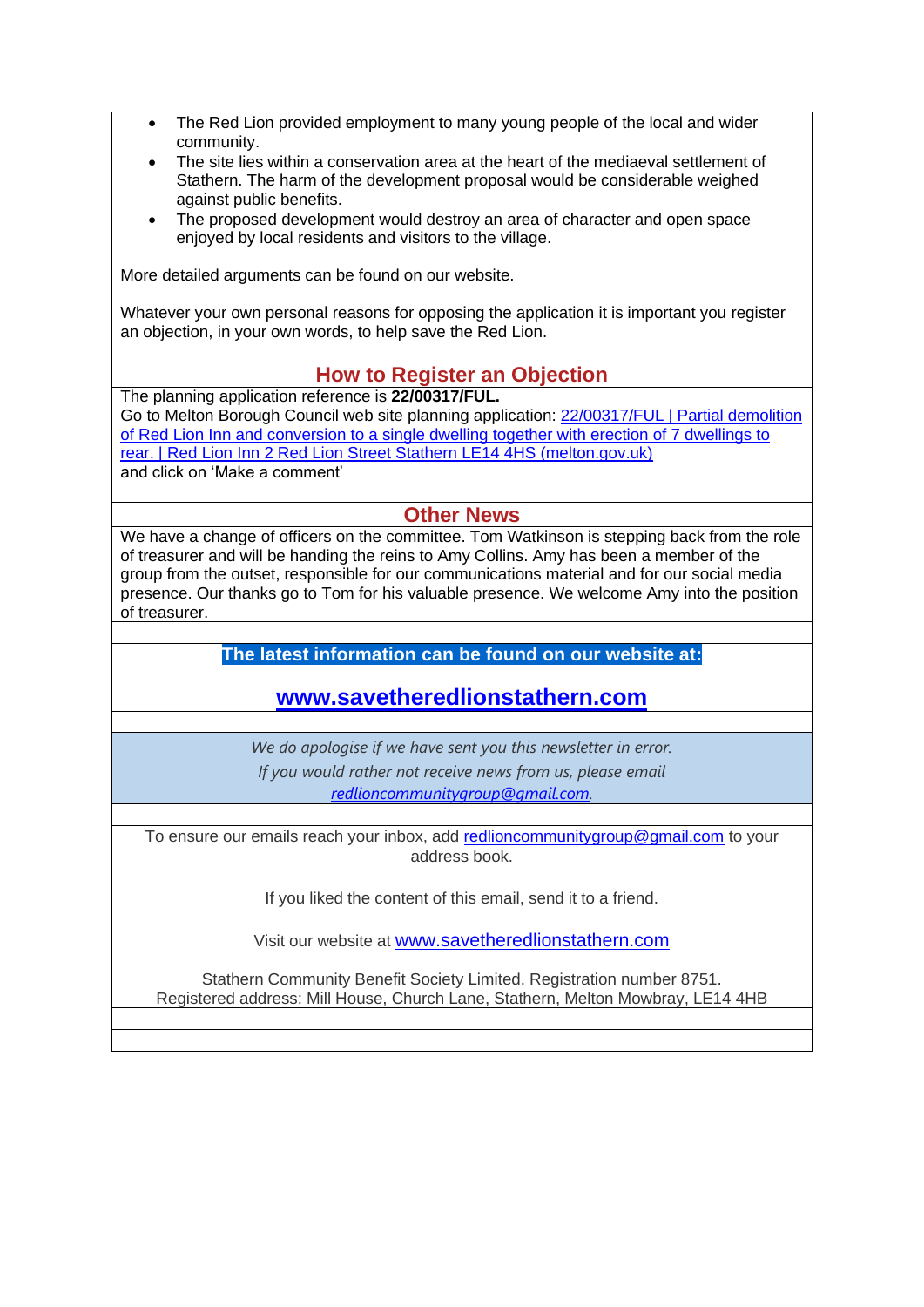- The Red Lion provided employment to many young people of the local and wider community.
- The site lies within a conservation area at the heart of the mediaeval settlement of Stathern. The harm of the development proposal would be considerable weighed against public benefits.
- The proposed development would destroy an area of character and open space enjoyed by local residents and visitors to the village.

More detailed arguments can be found on our website.

Whatever your own personal reasons for opposing the application it is important you register an objection, in your own words, to help save the Red Lion.

## How to Register an Objection

The planning application reference is **22/00317/FUL.**
Go to Melton Borough Council web site planning application: 22/00317/FUL | Partial demolition of Red Lion Inn and conversion to a single dwelling together with erection of 7 dwellings to rear. | Red Lion Inn 2 Red Lion Street Stathern LE14 4HS (melton.gov.uk)
and click on 'Make a comment'

## Other News

We have a change of officers on the committee. Tom Watkinson is stepping back from the role of treasurer and will be handing the reins to Amy Collins. Amy has been a member of the group from the outset, responsible for our communications material and for our social media presence. Our thanks go to Tom for his valuable presence. We welcome Amy into the position of treasurer.

**The latest information can be found on our website at:**

**www.savetheredlionstathern.com**

*We do apologise if we have sent you this newsletter in error.*
*If you would rather not receive news from us, please email redlioncommunitygroup@gmail.com.*

To ensure our emails reach your inbox, add redlioncommunitygroup@gmail.com to your address book.

If you liked the content of this email, send it to a friend.

Visit our website at www.savetheredlionstathern.com

Stathern Community Benefit Society Limited. Registration number 8751.
Registered address: Mill House, Church Lane, Stathern, Melton Mowbray, LE14 4HB